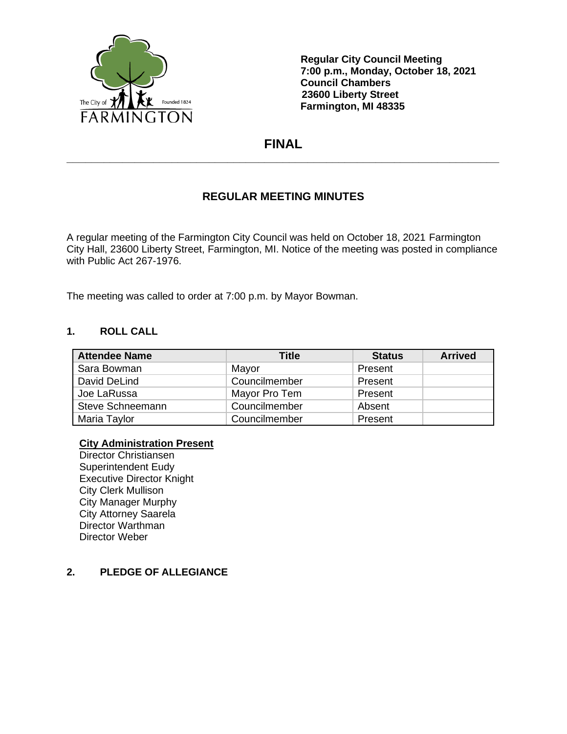**Regular City Council Meeting**
**7:00 p.m., Monday, October 18, 2021**
**Council Chambers**
**23600 Liberty Street**
**Farmington, MI 48335**

# FINAL

---

## REGULAR MEETING MINUTES

A regular meeting of the Farmington City Council was held on October 18, 2021 Farmington City Hall, 23600 Liberty Street, Farmington, MI. Notice of the meeting was posted in compliance with Public Act 267-1976.

The meeting was called to order at 7:00 p.m. by Mayor Bowman.

### 1. ROLL CALL

| Attendee Name | Title | Status | Arrived |
|---|---|---|---|
| Sara Bowman | Mayor | Present | |
| David DeLind | Councilmember | Present | |
| Joe LaRussa | Mayor Pro Tem | Present | |
| Steve Schneemann | Councilmember | Absent | |
| Maria Taylor | Councilmember | Present | |

**City Administration Present**

Director Christiansen
Superintendent Eudy
Executive Director Knight
City Clerk Mullison
City Manager Murphy
City Attorney Saarela
Director Warthman
Director Weber

### 2. PLEDGE OF ALLEGIANCE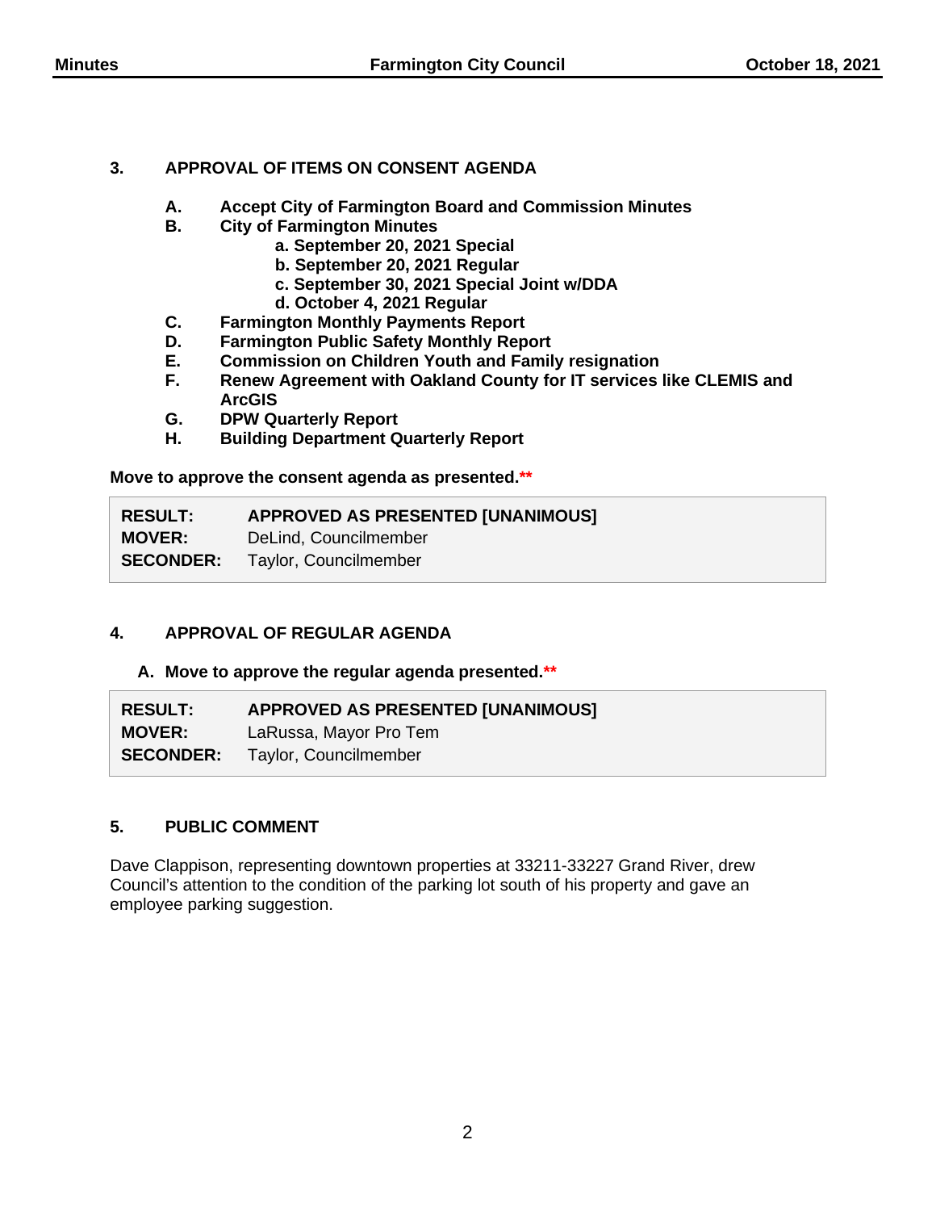## 3. APPROVAL OF ITEMS ON CONSENT AGENDA

- **A. Accept City of Farmington Board and Commission Minutes**
- **B. City of Farmington Minutes**
  - **a. September 20, 2021 Special**
  - **b. September 20, 2021 Regular**
  - **c. September 30, 2021 Special Joint w/DDA**
  - **d. October 4, 2021 Regular**
- **C. Farmington Monthly Payments Report**
- **D. Farmington Public Safety Monthly Report**
- **E. Commission on Children Youth and Family resignation**
- **F. Renew Agreement with Oakland County for IT services like CLEMIS and ArcGIS**
- **G. DPW Quarterly Report**
- **H. Building Department Quarterly Report**

**Move to approve the consent agenda as presented.\*\***

| | |
|---|---|
| **RESULT:** | **APPROVED AS PRESENTED [UNANIMOUS]** |
| **MOVER:** | DeLind, Councilmember |
| **SECONDER:** | Taylor, Councilmember |

## 4. APPROVAL OF REGULAR AGENDA

**A. Move to approve the regular agenda presented.\*\***

| | |
|---|---|
| **RESULT:** | **APPROVED AS PRESENTED [UNANIMOUS]** |
| **MOVER:** | LaRussa, Mayor Pro Tem |
| **SECONDER:** | Taylor, Councilmember |

## 5. PUBLIC COMMENT

Dave Clappison, representing downtown properties at 33211-33227 Grand River, drew Council's attention to the condition of the parking lot south of his property and gave an employee parking suggestion.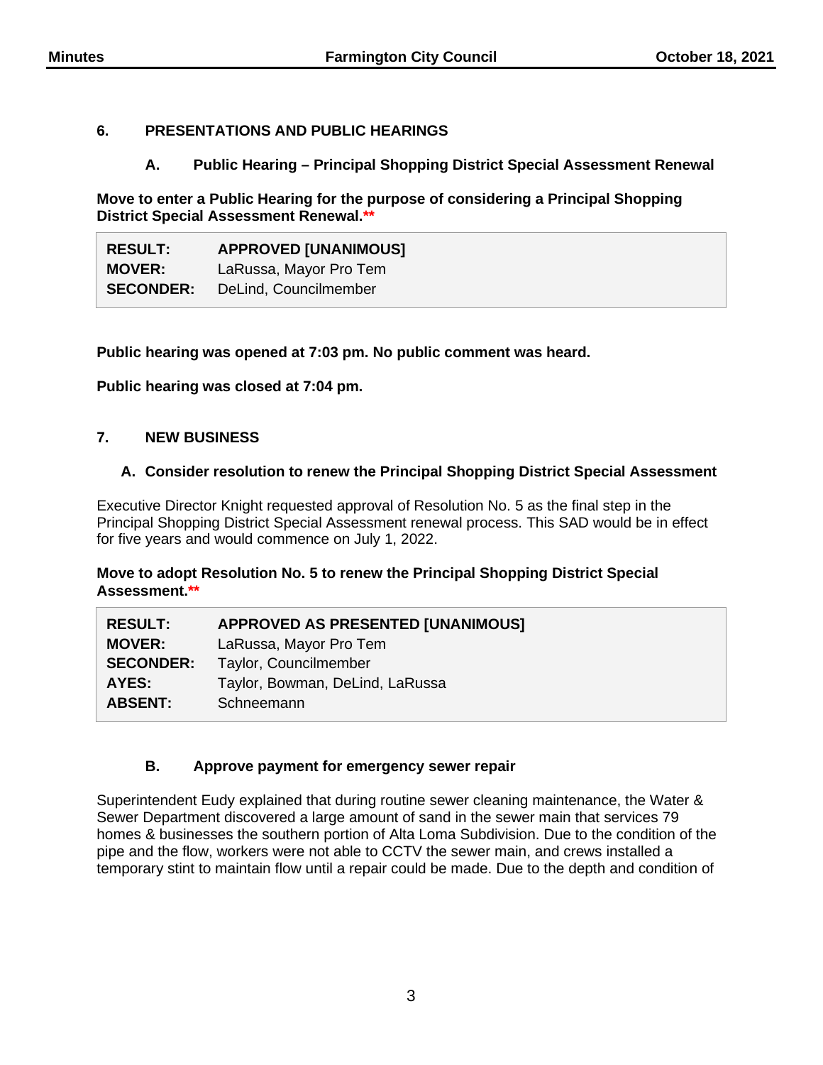## 6. PRESENTATIONS AND PUBLIC HEARINGS

### A. Public Hearing – Principal Shopping District Special Assessment Renewal

**Move to enter a Public Hearing for the purpose of considering a Principal Shopping District Special Assessment Renewal.****

| | |
|---|---|
| **RESULT:** | **APPROVED [UNANIMOUS]** |
| **MOVER:** | LaRussa, Mayor Pro Tem |
| **SECONDER:** | DeLind, Councilmember |

**Public hearing was opened at 7:03 pm. No public comment was heard.**

**Public hearing was closed at 7:04 pm.**

## 7. NEW BUSINESS

### A. Consider resolution to renew the Principal Shopping District Special Assessment

Executive Director Knight requested approval of Resolution No. 5 as the final step in the Principal Shopping District Special Assessment renewal process. This SAD would be in effect for five years and would commence on July 1, 2022.

**Move to adopt Resolution No. 5 to renew the Principal Shopping District Special Assessment.****

| | |
|---|---|
| **RESULT:** | **APPROVED AS PRESENTED [UNANIMOUS]** |
| **MOVER:** | LaRussa, Mayor Pro Tem |
| **SECONDER:** | Taylor, Councilmember |
| **AYES:** | Taylor, Bowman, DeLind, LaRussa |
| **ABSENT:** | Schneemann |

### B. Approve payment for emergency sewer repair

Superintendent Eudy explained that during routine sewer cleaning maintenance, the Water & Sewer Department discovered a large amount of sand in the sewer main that services 79 homes & businesses the southern portion of Alta Loma Subdivision. Due to the condition of the pipe and the flow, workers were not able to CCTV the sewer main, and crews installed a temporary stint to maintain flow until a repair could be made. Due to the depth and condition of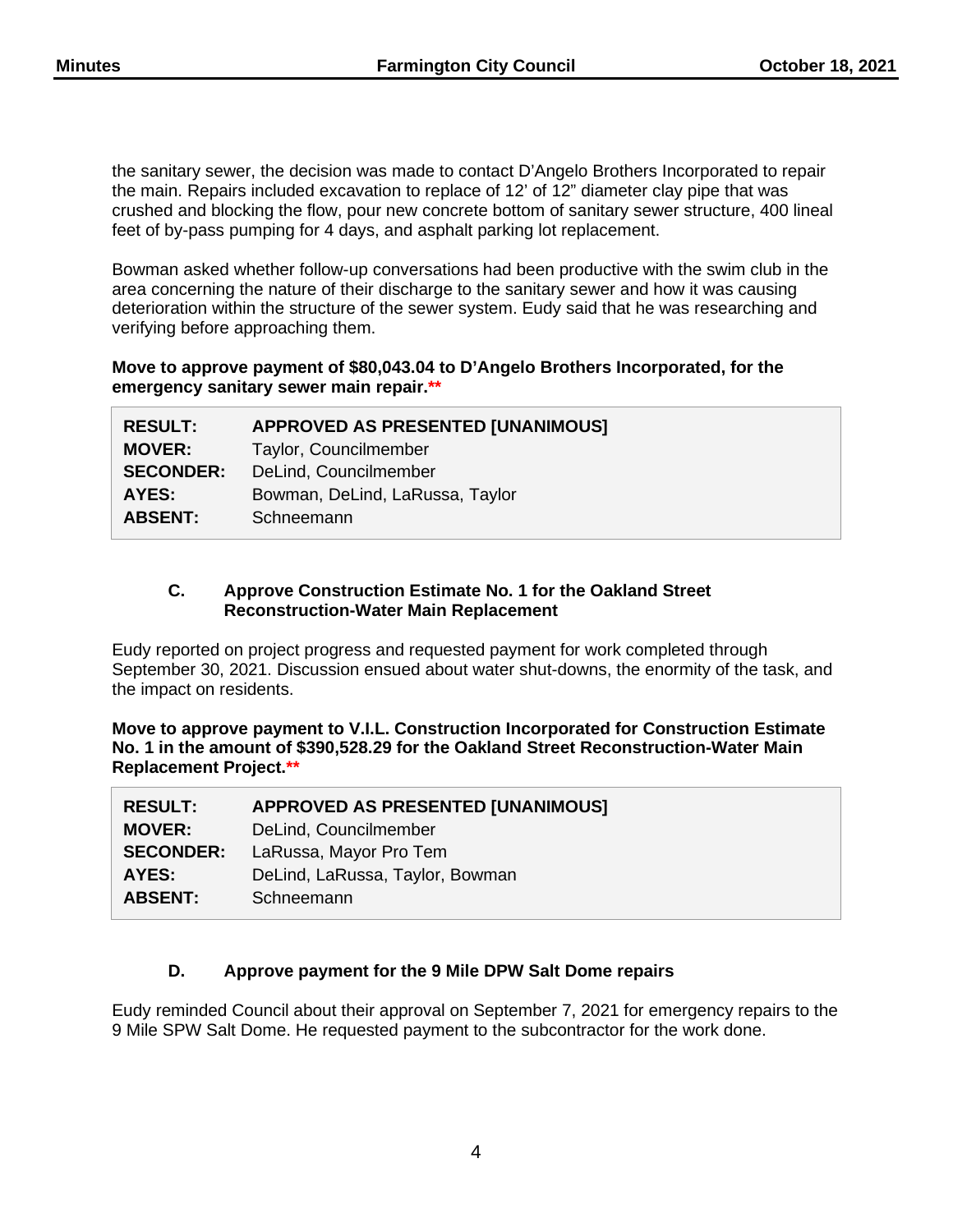the sanitary sewer, the decision was made to contact D'Angelo Brothers Incorporated to repair the main. Repairs included excavation to replace of 12' of 12" diameter clay pipe that was crushed and blocking the flow, pour new concrete bottom of sanitary sewer structure, 400 lineal feet of by-pass pumping for 4 days, and asphalt parking lot replacement.

Bowman asked whether follow-up conversations had been productive with the swim club in the area concerning the nature of their discharge to the sanitary sewer and how it was causing deterioration within the structure of the sewer system. Eudy said that he was researching and verifying before approaching them.

**Move to approve payment of $80,043.04 to D'Angelo Brothers Incorporated, for the emergency sanitary sewer main repair.****

| | |
|---|---|
| **RESULT:** | **APPROVED AS PRESENTED [UNANIMOUS]** |
| **MOVER:** | Taylor, Councilmember |
| **SECONDER:** | DeLind, Councilmember |
| **AYES:** | Bowman, DeLind, LaRussa, Taylor |
| **ABSENT:** | Schneemann |

### C. Approve Construction Estimate No. 1 for the Oakland Street Reconstruction-Water Main Replacement

Eudy reported on project progress and requested payment for work completed through September 30, 2021. Discussion ensued about water shut-downs, the enormity of the task, and the impact on residents.

**Move to approve payment to V.I.L. Construction Incorporated for Construction Estimate No. 1 in the amount of $390,528.29 for the Oakland Street Reconstruction-Water Main Replacement Project.****

| | |
|---|---|
| **RESULT:** | **APPROVED AS PRESENTED [UNANIMOUS]** |
| **MOVER:** | DeLind, Councilmember |
| **SECONDER:** | LaRussa, Mayor Pro Tem |
| **AYES:** | DeLind, LaRussa, Taylor, Bowman |
| **ABSENT:** | Schneemann |

### D. Approve payment for the 9 Mile DPW Salt Dome repairs

Eudy reminded Council about their approval on September 7, 2021 for emergency repairs to the 9 Mile SPW Salt Dome. He requested payment to the subcontractor for the work done.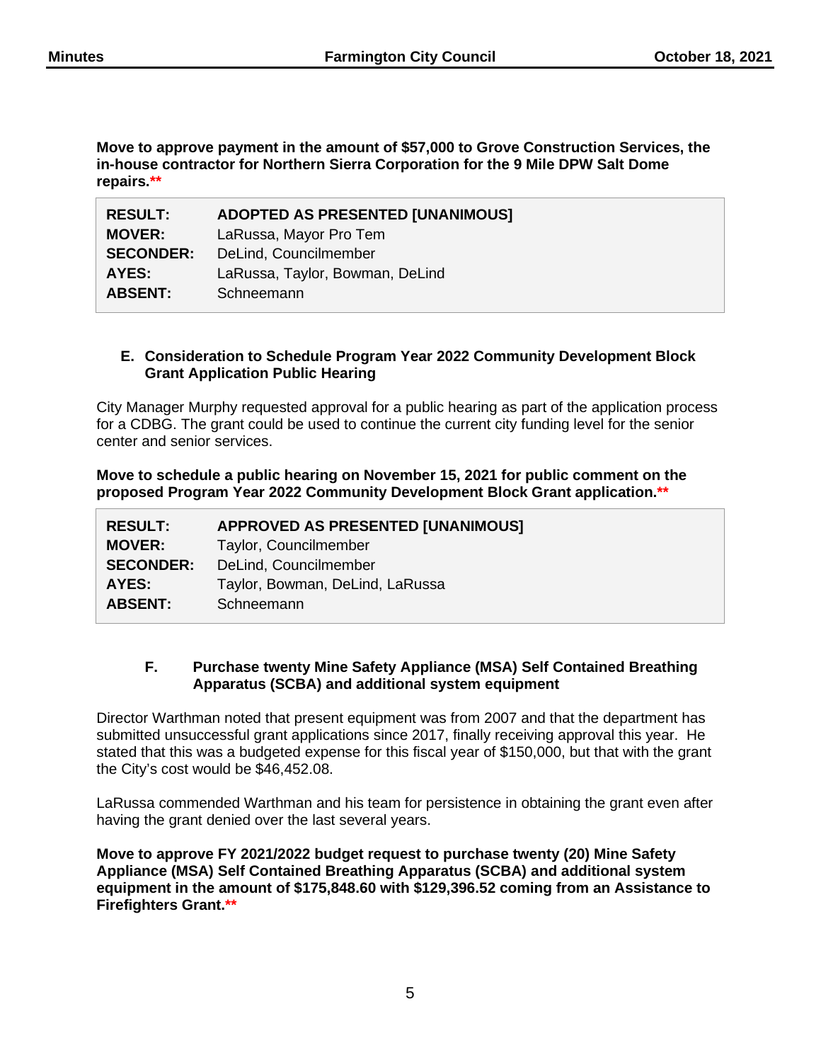**Move to approve payment in the amount of $57,000 to Grove Construction Services, the in-house contractor for Northern Sierra Corporation for the 9 Mile DPW Salt Dome repairs.****

| | |
|---|---|
| **RESULT:** | **ADOPTED AS PRESENTED [UNANIMOUS]** |
| **MOVER:** | LaRussa, Mayor Pro Tem |
| **SECONDER:** | DeLind, Councilmember |
| **AYES:** | LaRussa, Taylor, Bowman, DeLind |
| **ABSENT:** | Schneemann |

### E. Consideration to Schedule Program Year 2022 Community Development Block Grant Application Public Hearing

City Manager Murphy requested approval for a public hearing as part of the application process for a CDBG. The grant could be used to continue the current city funding level for the senior center and senior services.

**Move to schedule a public hearing on November 15, 2021 for public comment on the proposed Program Year 2022 Community Development Block Grant application.****

| | |
|---|---|
| **RESULT:** | **APPROVED AS PRESENTED [UNANIMOUS]** |
| **MOVER:** | Taylor, Councilmember |
| **SECONDER:** | DeLind, Councilmember |
| **AYES:** | Taylor, Bowman, DeLind, LaRussa |
| **ABSENT:** | Schneemann |

### F. Purchase twenty Mine Safety Appliance (MSA) Self Contained Breathing Apparatus (SCBA) and additional system equipment

Director Warthman noted that present equipment was from 2007 and that the department has submitted unsuccessful grant applications since 2017, finally receiving approval this year. He stated that this was a budgeted expense for this fiscal year of $150,000, but that with the grant the City's cost would be $46,452.08.

LaRussa commended Warthman and his team for persistence in obtaining the grant even after having the grant denied over the last several years.

**Move to approve FY 2021/2022 budget request to purchase twenty (20) Mine Safety Appliance (MSA) Self Contained Breathing Apparatus (SCBA) and additional system equipment in the amount of $175,848.60 with $129,396.52 coming from an Assistance to Firefighters Grant.****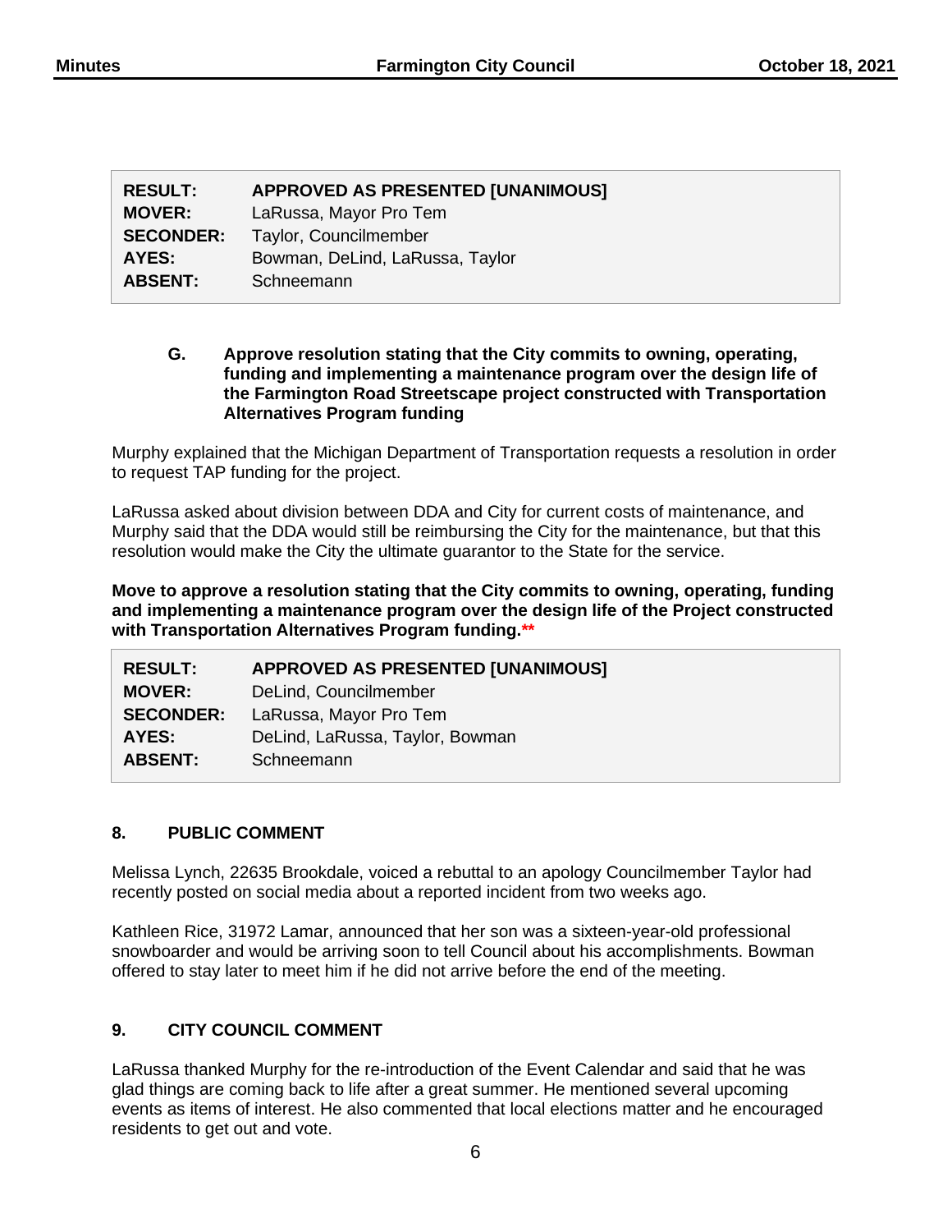| | |
|---|---|
| **RESULT:** | **APPROVED AS PRESENTED [UNANIMOUS]** |
| **MOVER:** | LaRussa, Mayor Pro Tem |
| **SECONDER:** | Taylor, Councilmember |
| **AYES:** | Bowman, DeLind, LaRussa, Taylor |
| **ABSENT:** | Schneemann |

**G. Approve resolution stating that the City commits to owning, operating, funding and implementing a maintenance program over the design life of the Farmington Road Streetscape project constructed with Transportation Alternatives Program funding**

Murphy explained that the Michigan Department of Transportation requests a resolution in order to request TAP funding for the project.

LaRussa asked about division between DDA and City for current costs of maintenance, and Murphy said that the DDA would still be reimbursing the City for the maintenance, but that this resolution would make the City the ultimate guarantor to the State for the service.

**Move to approve a resolution stating that the City commits to owning, operating, funding and implementing a maintenance program over the design life of the Project constructed with Transportation Alternatives Program funding.\*\***

| | |
|---|---|
| **RESULT:** | **APPROVED AS PRESENTED [UNANIMOUS]** |
| **MOVER:** | DeLind, Councilmember |
| **SECONDER:** | LaRussa, Mayor Pro Tem |
| **AYES:** | DeLind, LaRussa, Taylor, Bowman |
| **ABSENT:** | Schneemann |

## 8. PUBLIC COMMENT

Melissa Lynch, 22635 Brookdale, voiced a rebuttal to an apology Councilmember Taylor had recently posted on social media about a reported incident from two weeks ago.

Kathleen Rice, 31972 Lamar, announced that her son was a sixteen-year-old professional snowboarder and would be arriving soon to tell Council about his accomplishments. Bowman offered to stay later to meet him if he did not arrive before the end of the meeting.

## 9. CITY COUNCIL COMMENT

LaRussa thanked Murphy for the re-introduction of the Event Calendar and said that he was glad things are coming back to life after a great summer. He mentioned several upcoming events as items of interest. He also commented that local elections matter and he encouraged residents to get out and vote.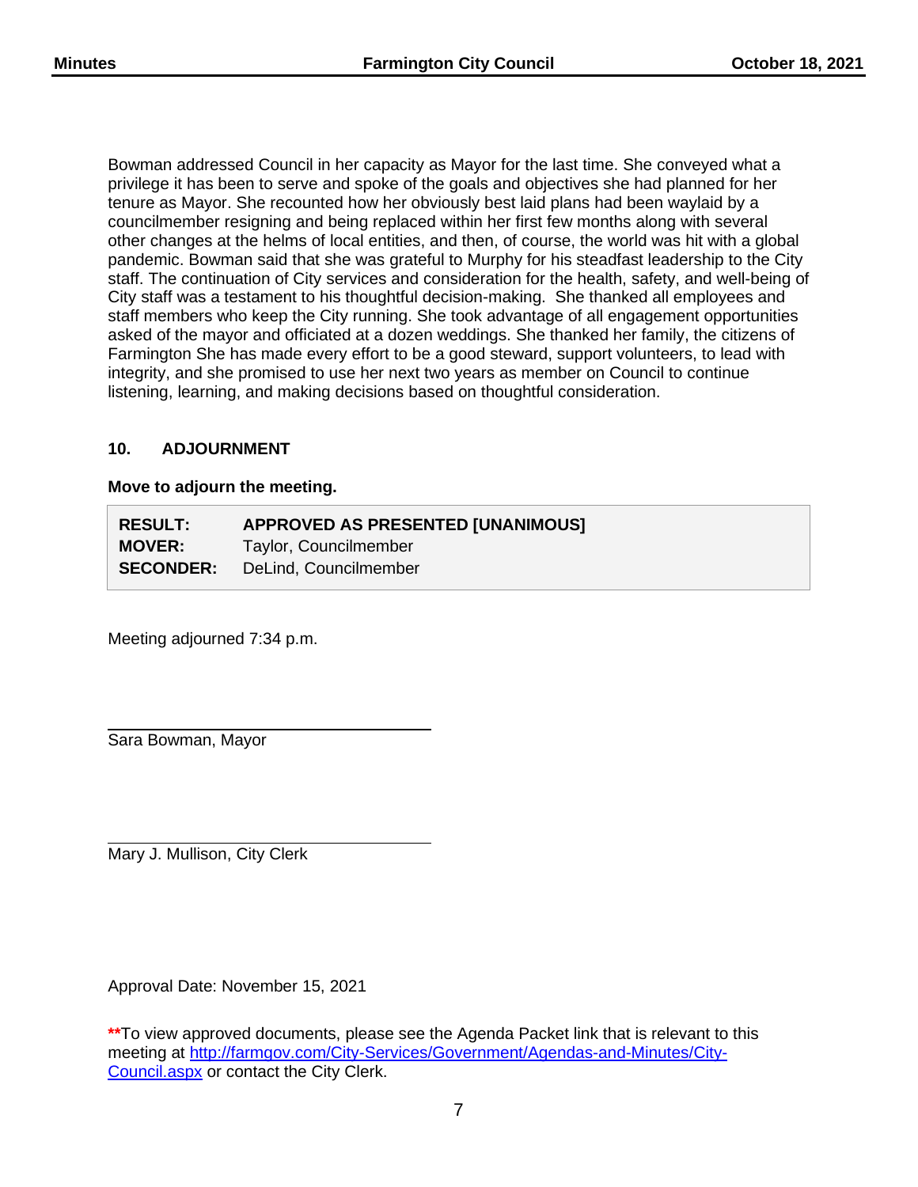Bowman addressed Council in her capacity as Mayor for the last time. She conveyed what a privilege it has been to serve and spoke of the goals and objectives she had planned for her tenure as Mayor. She recounted how her obviously best laid plans had been waylaid by a councilmember resigning and being replaced within her first few months along with several other changes at the helms of local entities, and then, of course, the world was hit with a global pandemic. Bowman said that she was grateful to Murphy for his steadfast leadership to the City staff. The continuation of City services and consideration for the health, safety, and well-being of City staff was a testament to his thoughtful decision-making. She thanked all employees and staff members who keep the City running. She took advantage of all engagement opportunities asked of the mayor and officiated at a dozen weddings. She thanked her family, the citizens of Farmington She has made every effort to be a good steward, support volunteers, to lead with integrity, and she promised to use her next two years as member on Council to continue listening, learning, and making decisions based on thoughtful consideration.

### 10. ADJOURNMENT

**Move to adjourn the meeting.**

| | |
|---|---|
| **RESULT:** | **APPROVED AS PRESENTED [UNANIMOUS]** |
| **MOVER:** | Taylor, Councilmember |
| **SECONDER:** | DeLind, Councilmember |

Meeting adjourned 7:34 p.m.

Sara Bowman, Mayor

Mary J. Mullison, City Clerk

Approval Date: November 15, 2021

**To view approved documents, please see the Agenda Packet link that is relevant to this meeting at http://farmgov.com/City-Services/Government/Agendas-and-Minutes/City-Council.aspx or contact the City Clerk.